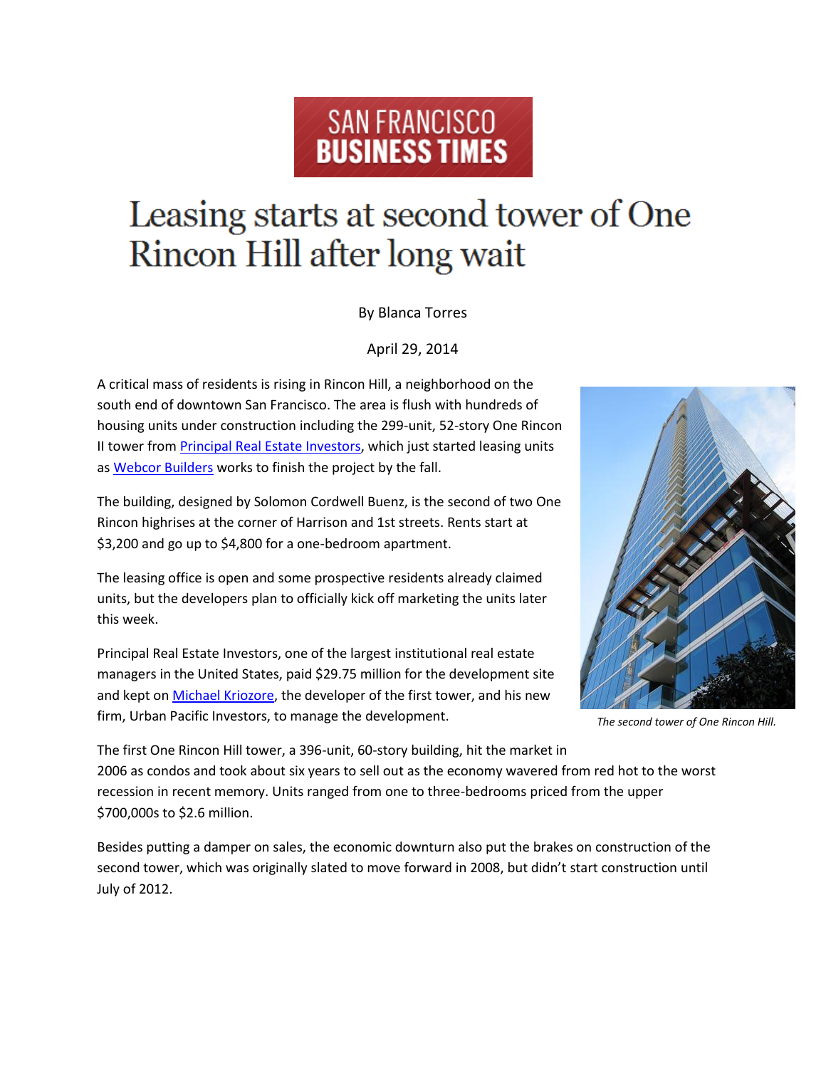SAN FRANCISCO BUSINESS TIMES

# Leasing starts at second tower of One Rincon Hill after long wait

By Blanca Torres

April 29, 2014

A critical mass of residents is rising in Rincon Hill, a neighborhood on the south end of downtown San Francisco. The area is flush with hundreds of housing units under construction including the 299-unit, 52-story One Rincon II tower from Principal Real Estate Investors, which just started leasing units as Webcor Builders works to finish the project by the fall.

The building, designed by Solomon Cordwell Buenz, is the second of two One Rincon highrises at the corner of Harrison and 1st streets. Rents start at $3,200 and go up to $4,800 for a one-bedroom apartment.

The leasing office is open and some prospective residents already claimed units, but the developers plan to officially kick off marketing the units later this week.

Principal Real Estate Investors, one of the largest institutional real estate managers in the United States, paid $29.75 million for the development site and kept on Michael Kriozore, the developer of the first tower, and his new firm, Urban Pacific Investors, to manage the development.

*The second tower of One Rincon Hill.*

The first One Rincon Hill tower, a 396-unit, 60-story building, hit the market in 2006 as condos and took about six years to sell out as the economy wavered from red hot to the worst recession in recent memory. Units ranged from one to three-bedrooms priced from the upper $700,000s to $2.6 million.

Besides putting a damper on sales, the economic downturn also put the brakes on construction of the second tower, which was originally slated to move forward in 2008, but didn't start construction until July of 2012.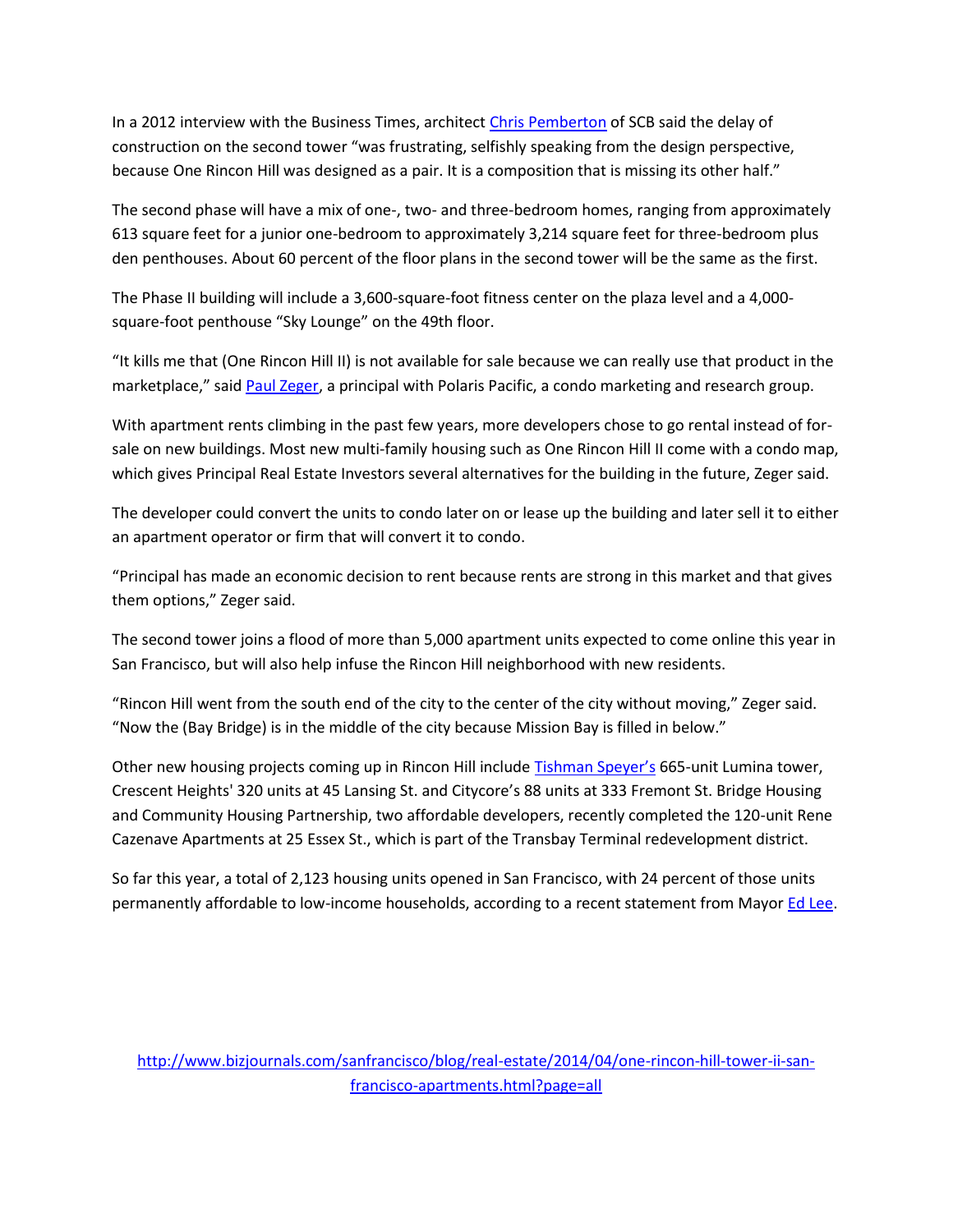In a 2012 interview with the Business Times, architect Chris Pemberton of SCB said the delay of construction on the second tower "was frustrating, selfishly speaking from the design perspective, because One Rincon Hill was designed as a pair. It is a composition that is missing its other half."

The second phase will have a mix of one-, two- and three-bedroom homes, ranging from approximately 613 square feet for a junior one-bedroom to approximately 3,214 square feet for three-bedroom plus den penthouses. About 60 percent of the floor plans in the second tower will be the same as the first.

The Phase II building will include a 3,600-square-foot fitness center on the plaza level and a 4,000-square-foot penthouse "Sky Lounge" on the 49th floor.

"It kills me that (One Rincon Hill II) is not available for sale because we can really use that product in the marketplace," said Paul Zeger, a principal with Polaris Pacific, a condo marketing and research group.

With apartment rents climbing in the past few years, more developers chose to go rental instead of for-sale on new buildings. Most new multi-family housing such as One Rincon Hill II come with a condo map, which gives Principal Real Estate Investors several alternatives for the building in the future, Zeger said.

The developer could convert the units to condo later on or lease up the building and later sell it to either an apartment operator or firm that will convert it to condo.

"Principal has made an economic decision to rent because rents are strong in this market and that gives them options," Zeger said.

The second tower joins a flood of more than 5,000 apartment units expected to come online this year in San Francisco, but will also help infuse the Rincon Hill neighborhood with new residents.

"Rincon Hill went from the south end of the city to the center of the city without moving," Zeger said. "Now the (Bay Bridge) is in the middle of the city because Mission Bay is filled in below."

Other new housing projects coming up in Rincon Hill include Tishman Speyer's 665-unit Lumina tower, Crescent Heights' 320 units at 45 Lansing St. and Citycore's 88 units at 333 Fremont St. Bridge Housing and Community Housing Partnership, two affordable developers, recently completed the 120-unit Rene Cazenave Apartments at 25 Essex St., which is part of the Transbay Terminal redevelopment district.

So far this year, a total of 2,123 housing units opened in San Francisco, with 24 percent of those units permanently affordable to low-income households, according to a recent statement from Mayor Ed Lee.

http://www.bizjournals.com/sanfrancisco/blog/real-estate/2014/04/one-rincon-hill-tower-ii-san-francisco-apartments.html?page=all